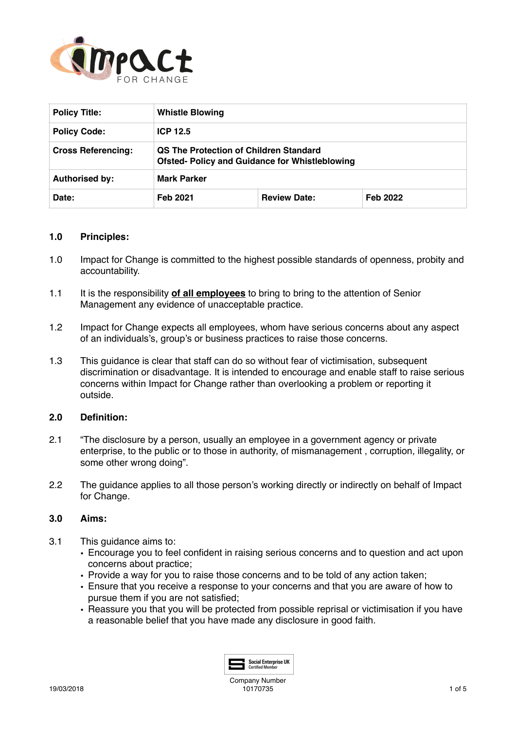| Policy Title: | Whistle Blowing | | |
|---|---|---|---|
| Policy Code: | ICP 12.5 | | |
| Cross Referencing: | QS The Protection of Children Standard<br>Ofsted- Policy and Guidance for Whistleblowing | | |
| Authorised by: | Mark Parker | | |
| Date: | Feb 2021 | Review Date: | Feb 2022 |

## 1.0 Principles:

1.0 Impact for Change is committed to the highest possible standards of openness, probity and accountability.

1.1 It is the responsibility **<u>of all employees</u>** to bring to bring to the attention of Senior Management any evidence of unacceptable practice.

1.2 Impact for Change expects all employees, whom have serious concerns about any aspect of an individuals's, group's or business practices to raise those concerns.

1.3 This guidance is clear that staff can do so without fear of victimisation, subsequent discrimination or disadvantage. It is intended to encourage and enable staff to raise serious concerns within Impact for Change rather than overlooking a problem or reporting it outside.

## 2.0 Definition:

2.1 "The disclosure by a person, usually an employee in a government agency or private enterprise, to the public or to those in authority, of mismanagement , corruption, illegality, or some other wrong doing".

2.2 The guidance applies to all those person's working directly or indirectly on behalf of Impact for Change.

## 3.0 Aims:

3.1 This guidance aims to:

- Encourage you to feel confident in raising serious concerns and to question and act upon concerns about practice;
- Provide a way for you to raise those concerns and to be told of any action taken;
- Ensure that you receive a response to your concerns and that you are aware of how to pursue them if you are not satisfied;
- Reassure you that you will be protected from possible reprisal or victimisation if you have a reasonable belief that you have made any disclosure in good faith.

Social Enterprise UK Certified Member

Company Number 10170735

19/03/2018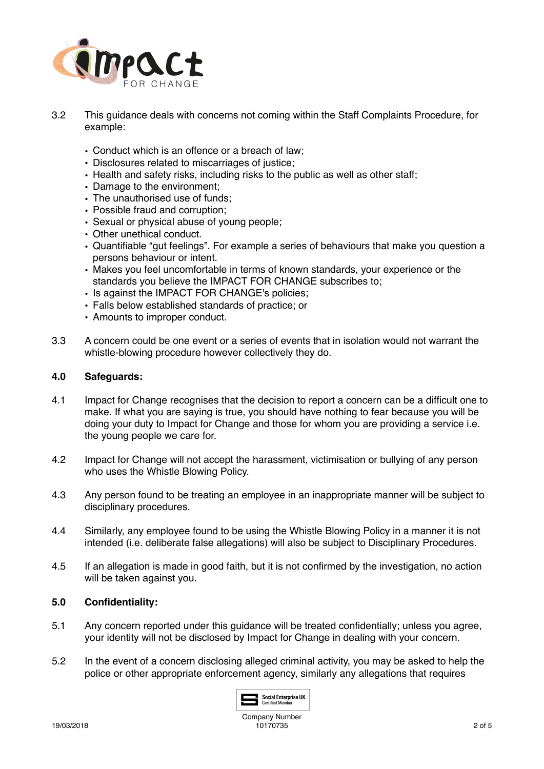3.2 This guidance deals with concerns not coming within the Staff Complaints Procedure, for example:

- Conduct which is an offence or a breach of law;
- Disclosures related to miscarriages of justice;
- Health and safety risks, including risks to the public as well as other staff;
- Damage to the environment;
- The unauthorised use of funds;
- Possible fraud and corruption;
- Sexual or physical abuse of young people;
- Other unethical conduct.
- Quantifiable "gut feelings". For example a series of behaviours that make you question a persons behaviour or intent.
- Makes you feel uncomfortable in terms of known standards, your experience or the standards you believe the IMPACT FOR CHANGE subscribes to;
- Is against the IMPACT FOR CHANGE's policies;
- Falls below established standards of practice; or
- Amounts to improper conduct.

3.3 A concern could be one event or a series of events that in isolation would not warrant the whistle-blowing procedure however collectively they do.

## 4.0 Safeguards:

4.1 Impact for Change recognises that the decision to report a concern can be a difficult one to make. If what you are saying is true, you should have nothing to fear because you will be doing your duty to Impact for Change and those for whom you are providing a service i.e. the young people we care for.

4.2 Impact for Change will not accept the harassment, victimisation or bullying of any person who uses the Whistle Blowing Policy.

4.3 Any person found to be treating an employee in an inappropriate manner will be subject to disciplinary procedures.

4.4 Similarly, any employee found to be using the Whistle Blowing Policy in a manner it is not intended (i.e. deliberate false allegations) will also be subject to Disciplinary Procedures.

4.5 If an allegation is made in good faith, but it is not confirmed by the investigation, no action will be taken against you.

## 5.0 Confidentiality:

5.1 Any concern reported under this guidance will be treated confidentially; unless you agree, your identity will not be disclosed by Impact for Change in dealing with your concern.

5.2 In the event of a concern disclosing alleged criminal activity, you may be asked to help the police or other appropriate enforcement agency, similarly any allegations that requires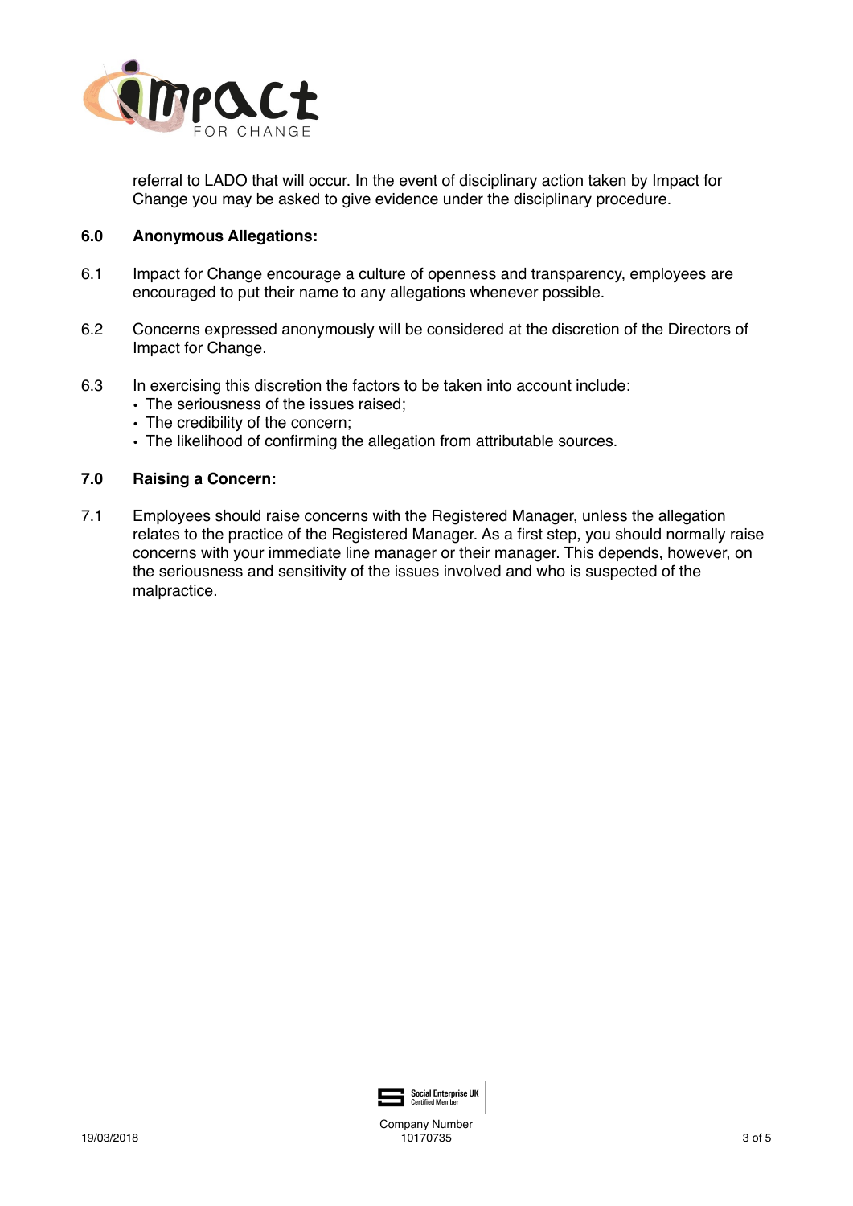referral to LADO that will occur. In the event of disciplinary action taken by Impact for Change you may be asked to give evidence under the disciplinary procedure.

## 6.0 Anonymous Allegations:

6.1 Impact for Change encourage a culture of openness and transparency, employees are encouraged to put their name to any allegations whenever possible.

6.2 Concerns expressed anonymously will be considered at the discretion of the Directors of Impact for Change.

6.3 In exercising this discretion the factors to be taken into account include:

- The seriousness of the issues raised;
- The credibility of the concern;
- The likelihood of confirming the allegation from attributable sources.

## 7.0 Raising a Concern:

7.1 Employees should raise concerns with the Registered Manager, unless the allegation relates to the practice of the Registered Manager. As a first step, you should normally raise concerns with your immediate line manager or their manager. This depends, however, on the seriousness and sensitivity of the issues involved and who is suspected of the malpractice.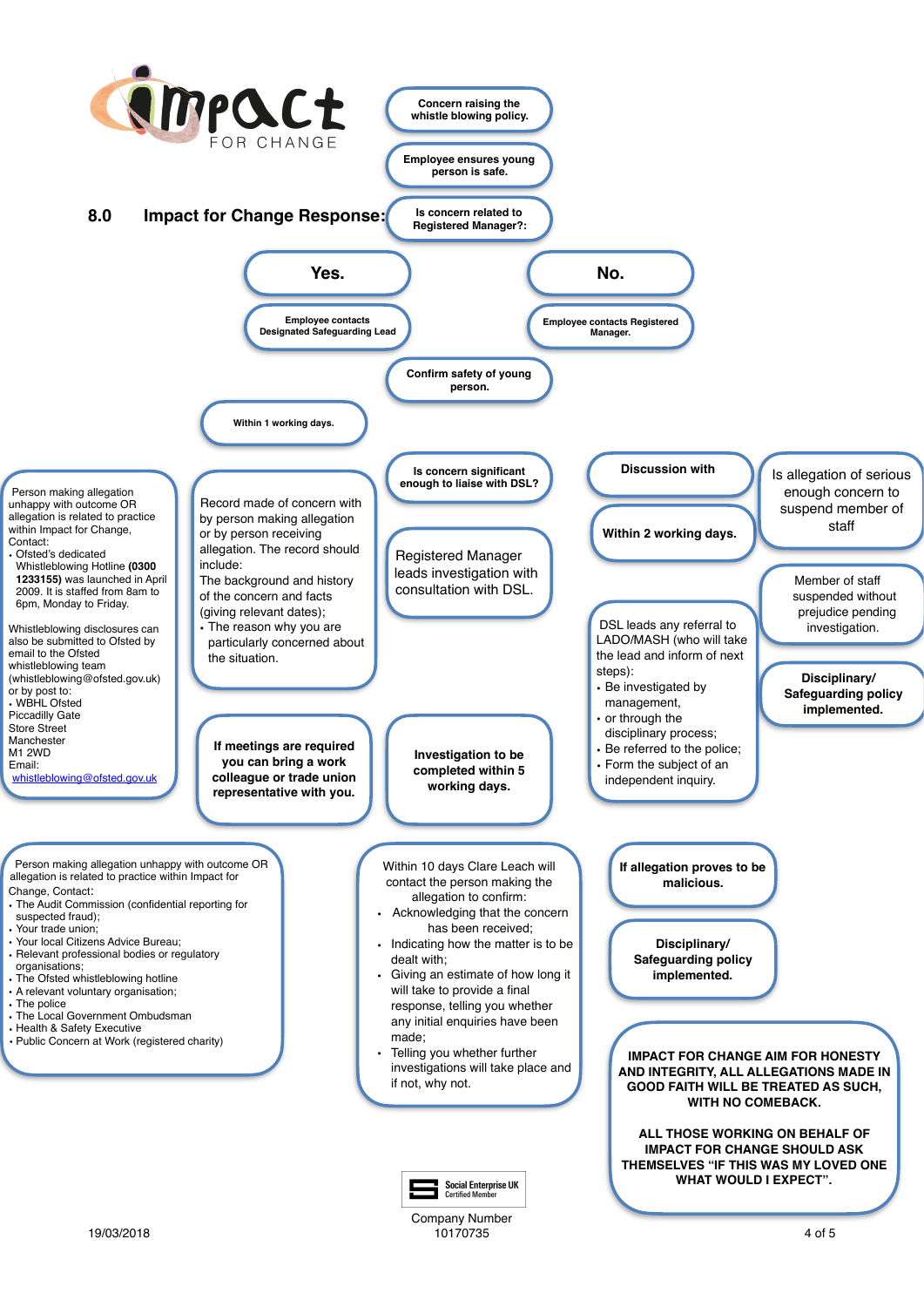# Impact FOR CHANGE

## 8.0 Impact for Change Response:

**Concern raising the whistle blowing policy.**

**Employee ensures young person is safe.**

**Is concern related to Registered Manager?:**

**Yes.**

**Employee contacts Designated Safeguarding Lead**

**No.**

**Employee contacts Registered Manager.**

**Confirm safety of young person.**

**Within 1 working days.**

**Is concern significant enough to liaise with DSL?**

**Discussion with**

**Within 2 working days.**

Is allegation of serious enough concern to suspend member of staff

Member of staff suspended without prejudice pending investigation.

**Disciplinary/ Safeguarding policy implemented.**

Person making allegation unhappy with outcome OR allegation is related to practice within Impact for Change, Contact:

- Ofsted's dedicated Whistleblowing Hotline **(0300 1233155)** was launched in April 2009. It is staffed from 8am to 6pm, Monday to Friday.

Whistleblowing disclosures can also be submitted to Ofsted by email to the Ofsted whistleblowing team (whistleblowing@ofsted.gov.uk) or by post to:

- WBHL Ofsted

Piccadilly Gate
Store Street
Manchester
M1 2WD
Email:
whistleblowing@ofsted.gov.uk

Record made of concern with by person making allegation or by person receiving allegation. The record should include:
The background and history of the concern and facts (giving relevant dates);

- The reason why you are particularly concerned about the situation.

Registered Manager leads investigation with consultation with DSL.

DSL leads any referral to LADO/MASH (who will take the lead and inform of next steps):

- Be investigated by management,
- or through the disciplinary process;
- Be referred to the police;
- Form the subject of an independent inquiry.

**If meetings are required you can bring a work colleague or trade union representative with you.**

**Investigation to be completed within 5 working days.**

Person making allegation unhappy with outcome OR allegation is related to practice within Impact for Change, Contact:

- The Audit Commission (confidential reporting for suspected fraud);
- Your trade union;
- Your local Citizens Advice Bureau;
- Relevant professional bodies or regulatory organisations;
- The Ofsted whistleblowing hotline
- A relevant voluntary organisation;
- The police
- The Local Government Ombudsman
- Health & Safety Executive
- Public Concern at Work (registered charity)

Within 10 days Clare Leach will contact the person making the allegation to confirm:

- Acknowledging that the concern has been received;
- Indicating how the matter is to be dealt with;
- Giving an estimate of how long it will take to provide a final response, telling you whether any initial enquiries have been made;
- Telling you whether further investigations will take place and if not, why not.

**If allegation proves to be malicious.**

**Disciplinary/ Safeguarding policy implemented.**

**IMPACT FOR CHANGE AIM FOR HONESTY AND INTEGRITY, ALL ALLEGATIONS MADE IN GOOD FAITH WILL BE TREATED AS SUCH, WITH NO COMEBACK.**

**ALL THOSE WORKING ON BEHALF OF IMPACT FOR CHANGE SHOULD ASK THEMSELVES "IF THIS WAS MY LOVED ONE WHAT WOULD I EXPECT".**

Social Enterprise UK Certified Member

Company Number 10170735

19/03/2018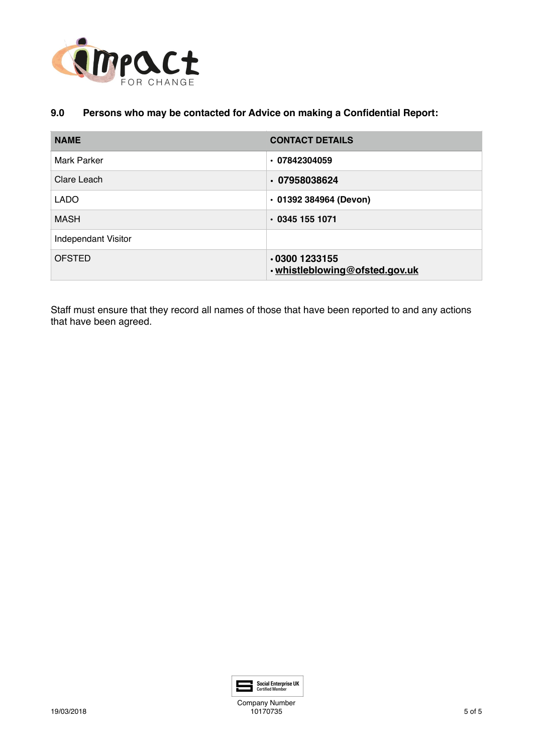## 9.0 Persons who may be contacted for Advice on making a Confidential Report:

| NAME | CONTACT DETAILS |
|---|---|
| Mark Parker | • **07842304059** |
| Clare Leach | • **07958038624** |
| LADO | • **01392 384964 (Devon)** |
| MASH | • **0345 155 1071** |
| Independant Visitor | |
| OFSTED | • **0300 1233155**<br>• **whistleblowing@ofsted.gov.uk** |

Staff must ensure that they record all names of those that have been reported to and any actions that have been agreed.

Company Number
10170735

19/03/2018